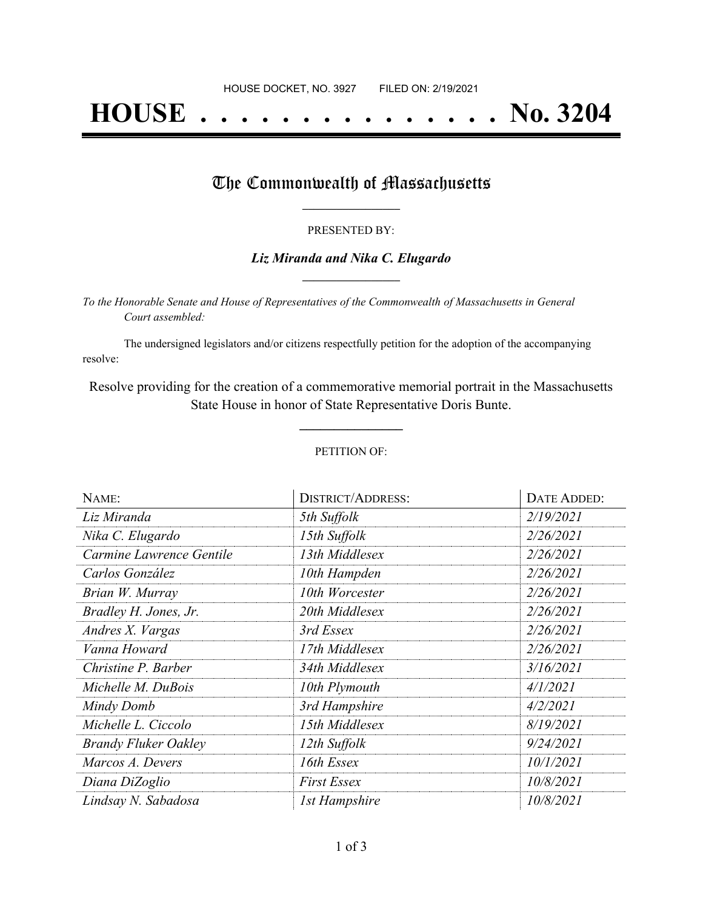HOUSE DOCKET, NO. 3927        FILED ON: 2/19/2021

# HOUSE . . . . . . . . . . . . . . . No. 3204

## The Commonwealth of Massachusetts

PRESENTED BY:

***Liz Miranda and Nika C. Elugardo***

*To the Honorable Senate and House of Representatives of the Commonwealth of Massachusetts in General Court assembled:*

The undersigned legislators and/or citizens respectfully petition for the adoption of the accompanying resolve:

Resolve providing for the creation of a commemorative memorial portrait in the Massachusetts State House in honor of State Representative Doris Bunte.

PETITION OF:

| NAME: | DISTRICT/ADDRESS: | DATE ADDED: |
|---|---|---|
| *Liz Miranda* | *5th Suffolk* | *2/19/2021* |
| *Nika C. Elugardo* | *15th Suffolk* | *2/26/2021* |
| *Carmine Lawrence Gentile* | *13th Middlesex* | *2/26/2021* |
| *Carlos González* | *10th Hampden* | *2/26/2021* |
| *Brian W. Murray* | *10th Worcester* | *2/26/2021* |
| *Bradley H. Jones, Jr.* | *20th Middlesex* | *2/26/2021* |
| *Andres X. Vargas* | *3rd Essex* | *2/26/2021* |
| *Vanna Howard* | *17th Middlesex* | *2/26/2021* |
| *Christine P. Barber* | *34th Middlesex* | *3/16/2021* |
| *Michelle M. DuBois* | *10th Plymouth* | *4/1/2021* |
| *Mindy Domb* | *3rd Hampshire* | *4/2/2021* |
| *Michelle L. Ciccolo* | *15th Middlesex* | *8/19/2021* |
| *Brandy Fluker Oakley* | *12th Suffolk* | *9/24/2021* |
| *Marcos A. Devers* | *16th Essex* | *10/1/2021* |
| *Diana DiZoglio* | *First Essex* | *10/8/2021* |
| *Lindsay N. Sabadosa* | *1st Hampshire* | *10/8/2021* |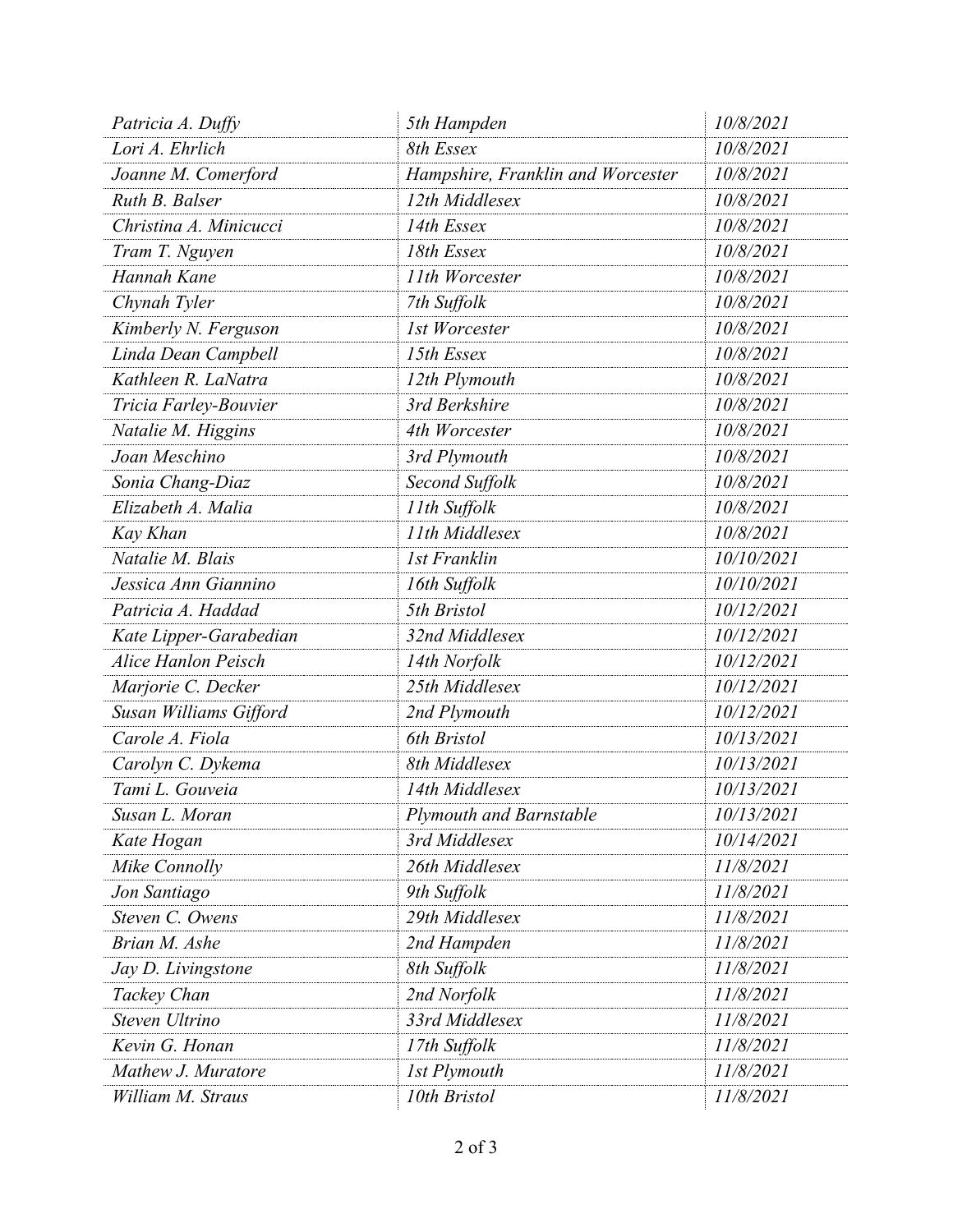| | | |
|---|---|---|
| *Patricia A. Duffy* | *5th Hampden* | *10/8/2021* |
| *Lori A. Ehrlich* | *8th Essex* | *10/8/2021* |
| *Joanne M. Comerford* | *Hampshire, Franklin and Worcester* | *10/8/2021* |
| *Ruth B. Balser* | *12th Middlesex* | *10/8/2021* |
| *Christina A. Minicucci* | *14th Essex* | *10/8/2021* |
| *Tram T. Nguyen* | *18th Essex* | *10/8/2021* |
| *Hannah Kane* | *11th Worcester* | *10/8/2021* |
| *Chynah Tyler* | *7th Suffolk* | *10/8/2021* |
| *Kimberly N. Ferguson* | *1st Worcester* | *10/8/2021* |
| *Linda Dean Campbell* | *15th Essex* | *10/8/2021* |
| *Kathleen R. LaNatra* | *12th Plymouth* | *10/8/2021* |
| *Tricia Farley-Bouvier* | *3rd Berkshire* | *10/8/2021* |
| *Natalie M. Higgins* | *4th Worcester* | *10/8/2021* |
| *Joan Meschino* | *3rd Plymouth* | *10/8/2021* |
| *Sonia Chang-Diaz* | *Second Suffolk* | *10/8/2021* |
| *Elizabeth A. Malia* | *11th Suffolk* | *10/8/2021* |
| *Kay Khan* | *11th Middlesex* | *10/8/2021* |
| *Natalie M. Blais* | *1st Franklin* | *10/10/2021* |
| *Jessica Ann Giannino* | *16th Suffolk* | *10/10/2021* |
| *Patricia A. Haddad* | *5th Bristol* | *10/12/2021* |
| *Kate Lipper-Garabedian* | *32nd Middlesex* | *10/12/2021* |
| *Alice Hanlon Peisch* | *14th Norfolk* | *10/12/2021* |
| *Marjorie C. Decker* | *25th Middlesex* | *10/12/2021* |
| *Susan Williams Gifford* | *2nd Plymouth* | *10/12/2021* |
| *Carole A. Fiola* | *6th Bristol* | *10/13/2021* |
| *Carolyn C. Dykema* | *8th Middlesex* | *10/13/2021* |
| *Tami L. Gouveia* | *14th Middlesex* | *10/13/2021* |
| *Susan L. Moran* | *Plymouth and Barnstable* | *10/13/2021* |
| *Kate Hogan* | *3rd Middlesex* | *10/14/2021* |
| *Mike Connolly* | *26th Middlesex* | *11/8/2021* |
| *Jon Santiago* | *9th Suffolk* | *11/8/2021* |
| *Steven C. Owens* | *29th Middlesex* | *11/8/2021* |
| *Brian M. Ashe* | *2nd Hampden* | *11/8/2021* |
| *Jay D. Livingstone* | *8th Suffolk* | *11/8/2021* |
| *Tackey Chan* | *2nd Norfolk* | *11/8/2021* |
| *Steven Ultrino* | *33rd Middlesex* | *11/8/2021* |
| *Kevin G. Honan* | *17th Suffolk* | *11/8/2021* |
| *Mathew J. Muratore* | *1st Plymouth* | *11/8/2021* |
| *William M. Straus* | *10th Bristol* | *11/8/2021* |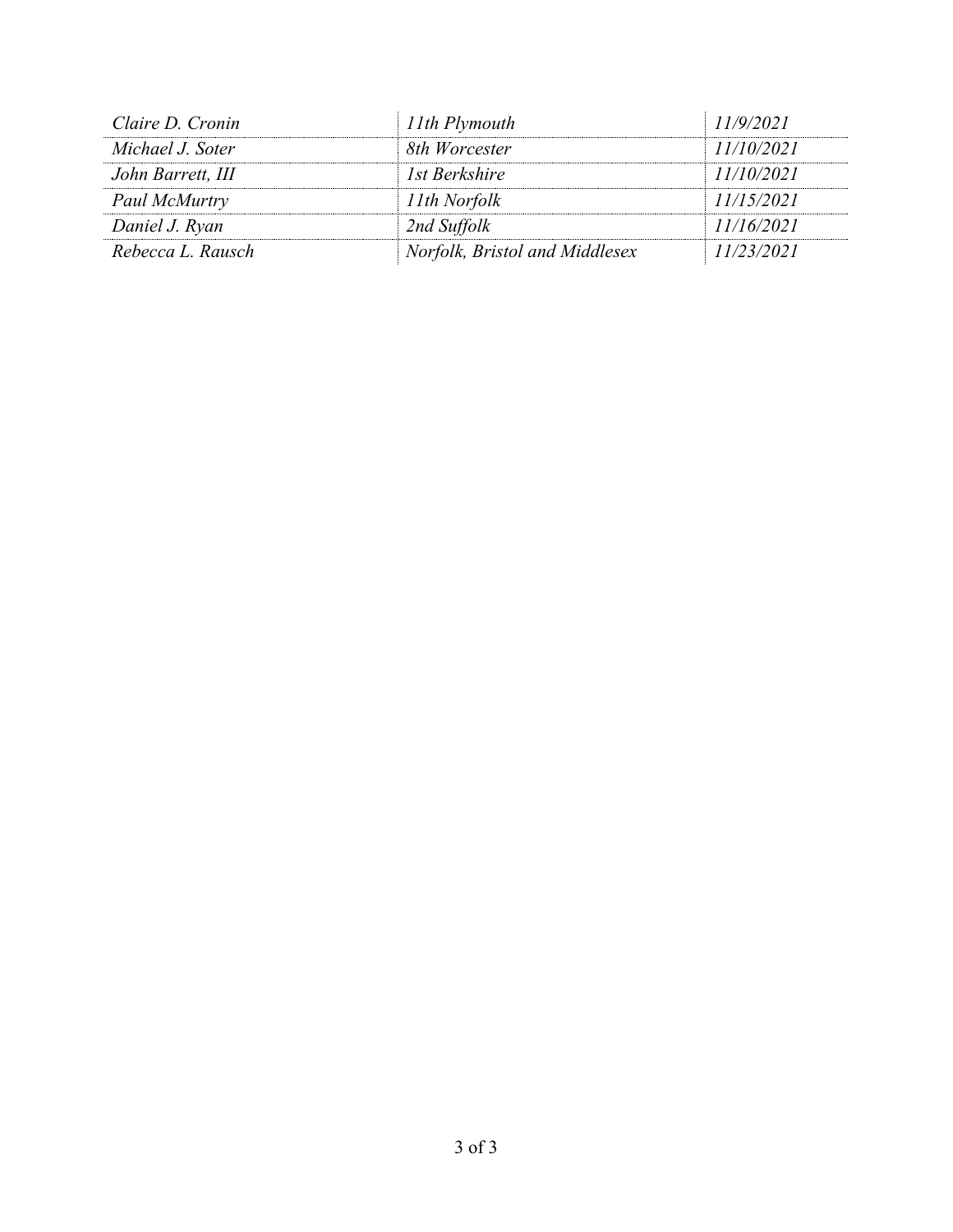| | | |
|---|---|---|
| *Claire D. Cronin* | *11th Plymouth* | *11/9/2021* |
| *Michael J. Soter* | *8th Worcester* | *11/10/2021* |
| *John Barrett, III* | *1st Berkshire* | *11/10/2021* |
| *Paul McMurtry* | *11th Norfolk* | *11/15/2021* |
| *Daniel J. Ryan* | *2nd Suffolk* | *11/16/2021* |
| *Rebecca L. Rausch* | *Norfolk, Bristol and Middlesex* | *11/23/2021* |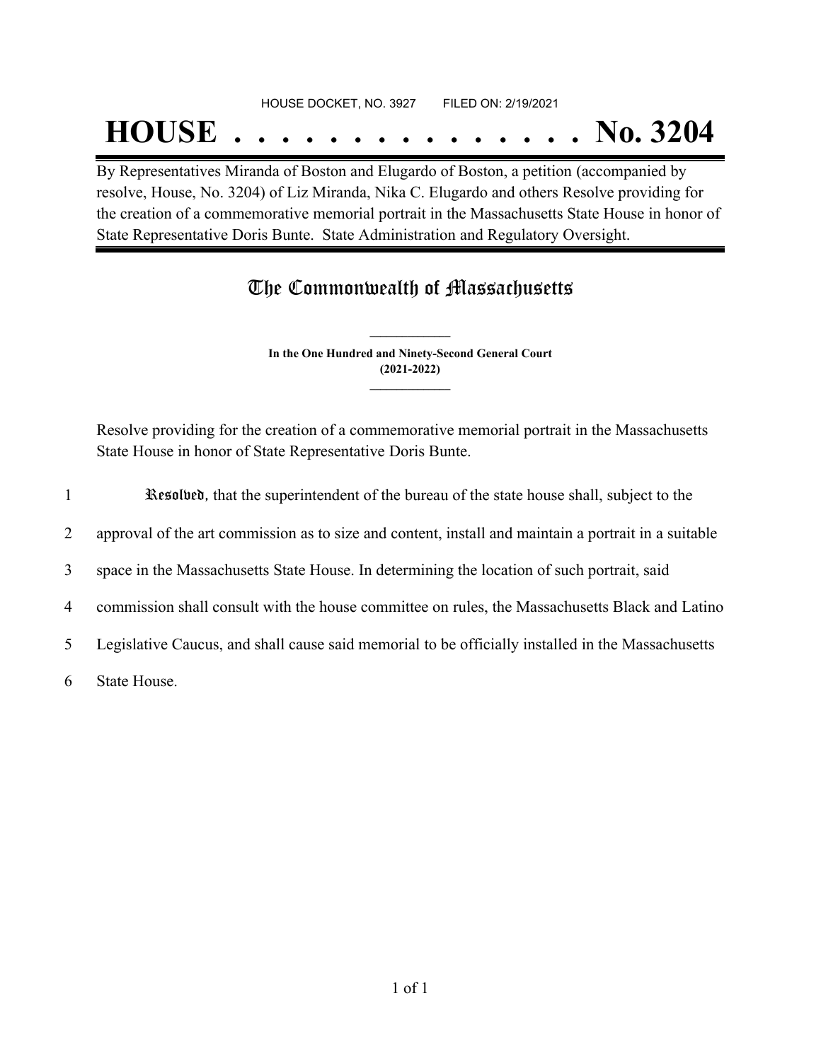HOUSE DOCKET, NO. 3927 FILED ON: 2/19/2021

# HOUSE . . . . . . . . . . . . . . . No. 3204

By Representatives Miranda of Boston and Elugardo of Boston, a petition (accompanied by resolve, House, No. 3204) of Liz Miranda, Nika C. Elugardo and others Resolve providing for the creation of a commemorative memorial portrait in the Massachusetts State House in honor of State Representative Doris Bunte. State Administration and Regulatory Oversight.

## The Commonwealth of Massachusetts

**In the One Hundred and Ninety-Second General Court**
**(2021-2022)**

Resolve providing for the creation of a commemorative memorial portrait in the Massachusetts State House in honor of State Representative Doris Bunte.

1 *Resolved*, that the superintendent of the bureau of the state house shall, subject to the
2 approval of the art commission as to size and content, install and maintain a portrait in a suitable
3 space in the Massachusetts State House. In determining the location of such portrait, said
4 commission shall consult with the house committee on rules, the Massachusetts Black and Latino
5 Legislative Caucus, and shall cause said memorial to be officially installed in the Massachusetts
6 State House.